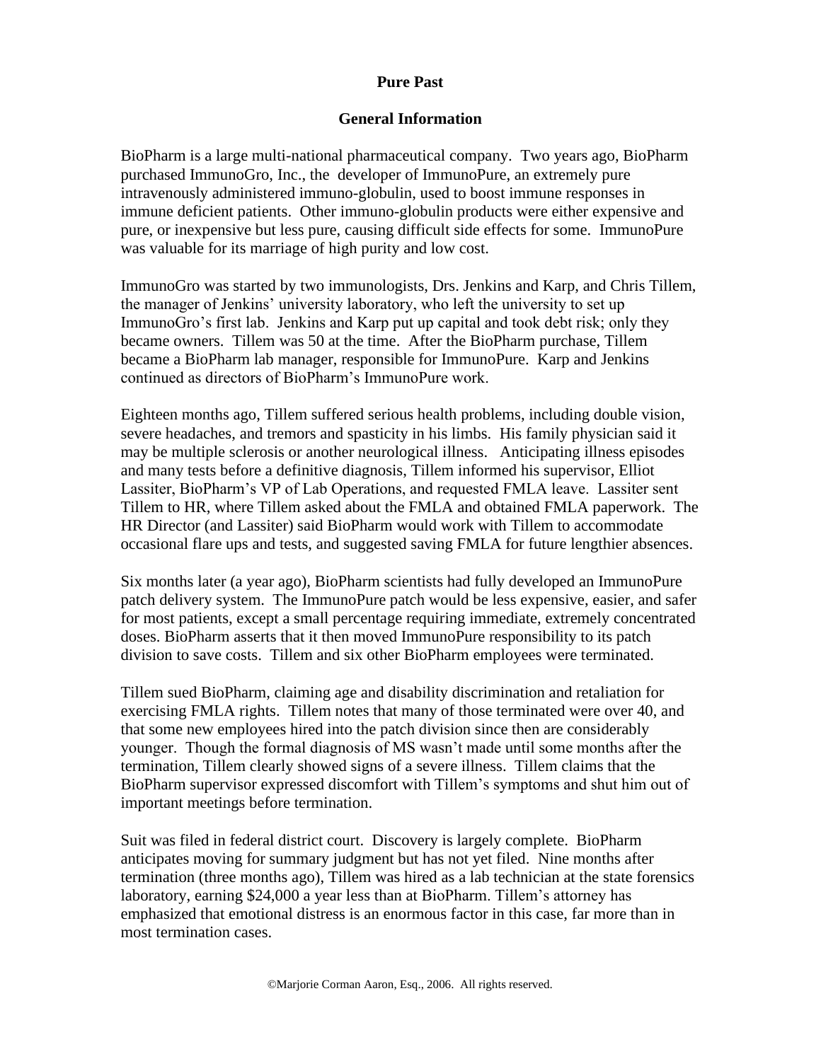# Pure Past

## General Information

BioPharm is a large multi-national pharmaceutical company. Two years ago, BioPharm purchased ImmunoGro, Inc., the developer of ImmunoPure, an extremely pure intravenously administered immuno-globulin, used to boost immune responses in immune deficient patients. Other immuno-globulin products were either expensive and pure, or inexpensive but less pure, causing difficult side effects for some. ImmunoPure was valuable for its marriage of high purity and low cost.

ImmunoGro was started by two immunologists, Drs. Jenkins and Karp, and Chris Tillem, the manager of Jenkins' university laboratory, who left the university to set up ImmunoGro's first lab. Jenkins and Karp put up capital and took debt risk; only they became owners. Tillem was 50 at the time. After the BioPharm purchase, Tillem became a BioPharm lab manager, responsible for ImmunoPure. Karp and Jenkins continued as directors of BioPharm's ImmunoPure work.

Eighteen months ago, Tillem suffered serious health problems, including double vision, severe headaches, and tremors and spasticity in his limbs. His family physician said it may be multiple sclerosis or another neurological illness. Anticipating illness episodes and many tests before a definitive diagnosis, Tillem informed his supervisor, Elliot Lassiter, BioPharm's VP of Lab Operations, and requested FMLA leave. Lassiter sent Tillem to HR, where Tillem asked about the FMLA and obtained FMLA paperwork. The HR Director (and Lassiter) said BioPharm would work with Tillem to accommodate occasional flare ups and tests, and suggested saving FMLA for future lengthier absences.

Six months later (a year ago), BioPharm scientists had fully developed an ImmunoPure patch delivery system. The ImmunoPure patch would be less expensive, easier, and safer for most patients, except a small percentage requiring immediate, extremely concentrated doses. BioPharm asserts that it then moved ImmunoPure responsibility to its patch division to save costs. Tillem and six other BioPharm employees were terminated.

Tillem sued BioPharm, claiming age and disability discrimination and retaliation for exercising FMLA rights. Tillem notes that many of those terminated were over 40, and that some new employees hired into the patch division since then are considerably younger. Though the formal diagnosis of MS wasn't made until some months after the termination, Tillem clearly showed signs of a severe illness. Tillem claims that the BioPharm supervisor expressed discomfort with Tillem's symptoms and shut him out of important meetings before termination.

Suit was filed in federal district court. Discovery is largely complete. BioPharm anticipates moving for summary judgment but has not yet filed. Nine months after termination (three months ago), Tillem was hired as a lab technician at the state forensics laboratory, earning $24,000 a year less than at BioPharm. Tillem's attorney has emphasized that emotional distress is an enormous factor in this case, far more than in most termination cases.

©Marjorie Corman Aaron, Esq., 2006. All rights reserved.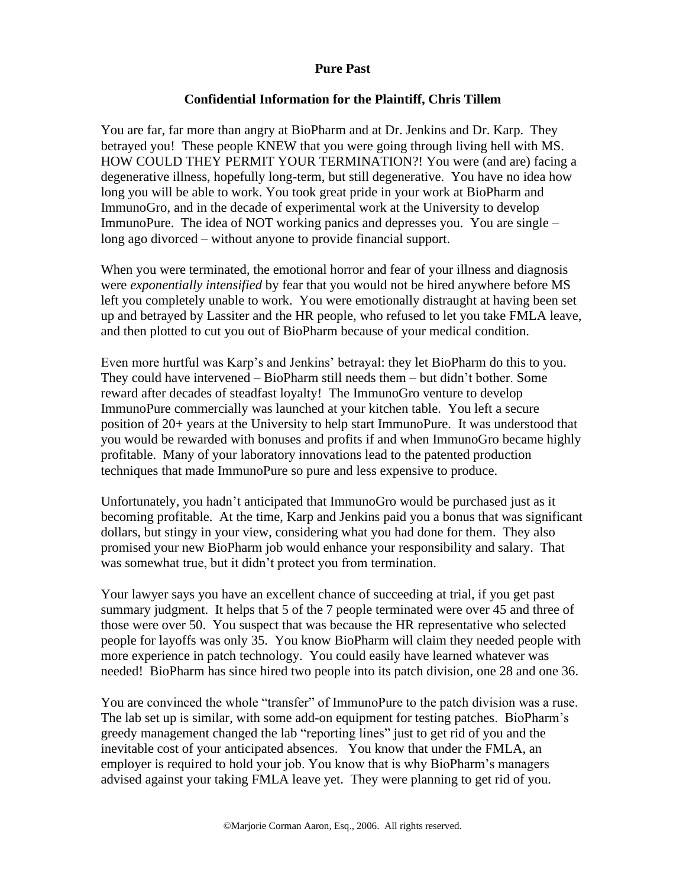**Pure Past**

**Confidential Information for the Plaintiff, Chris Tillem**

You are far, far more than angry at BioPharm and at Dr. Jenkins and Dr. Karp. They betrayed you! These people KNEW that you were going through living hell with MS. HOW COULD THEY PERMIT YOUR TERMINATION?! You were (and are) facing a degenerative illness, hopefully long-term, but still degenerative. You have no idea how long you will be able to work. You took great pride in your work at BioPharm and ImmunoGro, and in the decade of experimental work at the University to develop ImmunoPure. The idea of NOT working panics and depresses you. You are single – long ago divorced – without anyone to provide financial support.

When you were terminated, the emotional horror and fear of your illness and diagnosis were *exponentially intensified* by fear that you would not be hired anywhere before MS left you completely unable to work. You were emotionally distraught at having been set up and betrayed by Lassiter and the HR people, who refused to let you take FMLA leave, and then plotted to cut you out of BioPharm because of your medical condition.

Even more hurtful was Karp's and Jenkins' betrayal: they let BioPharm do this to you. They could have intervened – BioPharm still needs them – but didn't bother. Some reward after decades of steadfast loyalty! The ImmunoGro venture to develop ImmunoPure commercially was launched at your kitchen table. You left a secure position of 20+ years at the University to help start ImmunoPure. It was understood that you would be rewarded with bonuses and profits if and when ImmunoGro became highly profitable. Many of your laboratory innovations lead to the patented production techniques that made ImmunoPure so pure and less expensive to produce.

Unfortunately, you hadn't anticipated that ImmunoGro would be purchased just as it becoming profitable. At the time, Karp and Jenkins paid you a bonus that was significant dollars, but stingy in your view, considering what you had done for them. They also promised your new BioPharm job would enhance your responsibility and salary. That was somewhat true, but it didn't protect you from termination.

Your lawyer says you have an excellent chance of succeeding at trial, if you get past summary judgment. It helps that 5 of the 7 people terminated were over 45 and three of those were over 50. You suspect that was because the HR representative who selected people for layoffs was only 35. You know BioPharm will claim they needed people with more experience in patch technology. You could easily have learned whatever was needed! BioPharm has since hired two people into its patch division, one 28 and one 36.

You are convinced the whole "transfer" of ImmunoPure to the patch division was a ruse. The lab set up is similar, with some add-on equipment for testing patches. BioPharm's greedy management changed the lab "reporting lines" just to get rid of you and the inevitable cost of your anticipated absences. You know that under the FMLA, an employer is required to hold your job. You know that is why BioPharm's managers advised against your taking FMLA leave yet. They were planning to get rid of you.

©Marjorie Corman Aaron, Esq., 2006. All rights reserved.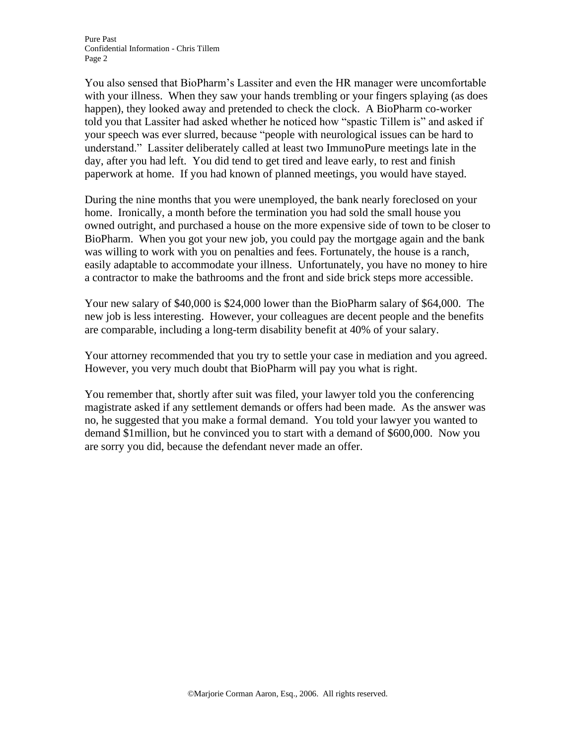You also sensed that BioPharm's Lassiter and even the HR manager were uncomfortable with your illness. When they saw your hands trembling or your fingers splaying (as does happen), they looked away and pretended to check the clock. A BioPharm co-worker told you that Lassiter had asked whether he noticed how "spastic Tillem is" and asked if your speech was ever slurred, because "people with neurological issues can be hard to understand." Lassiter deliberately called at least two ImmunoPure meetings late in the day, after you had left. You did tend to get tired and leave early, to rest and finish paperwork at home. If you had known of planned meetings, you would have stayed.

During the nine months that you were unemployed, the bank nearly foreclosed on your home. Ironically, a month before the termination you had sold the small house you owned outright, and purchased a house on the more expensive side of town to be closer to BioPharm. When you got your new job, you could pay the mortgage again and the bank was willing to work with you on penalties and fees. Fortunately, the house is a ranch, easily adaptable to accommodate your illness. Unfortunately, you have no money to hire a contractor to make the bathrooms and the front and side brick steps more accessible.

Your new salary of $40,000 is $24,000 lower than the BioPharm salary of $64,000. The new job is less interesting. However, your colleagues are decent people and the benefits are comparable, including a long-term disability benefit at 40% of your salary.

Your attorney recommended that you try to settle your case in mediation and you agreed. However, you very much doubt that BioPharm will pay you what is right.

You remember that, shortly after suit was filed, your lawyer told you the conferencing magistrate asked if any settlement demands or offers had been made. As the answer was no, he suggested that you make a formal demand. You told your lawyer you wanted to demand $1million, but he convinced you to start with a demand of $600,000. Now you are sorry you did, because the defendant never made an offer.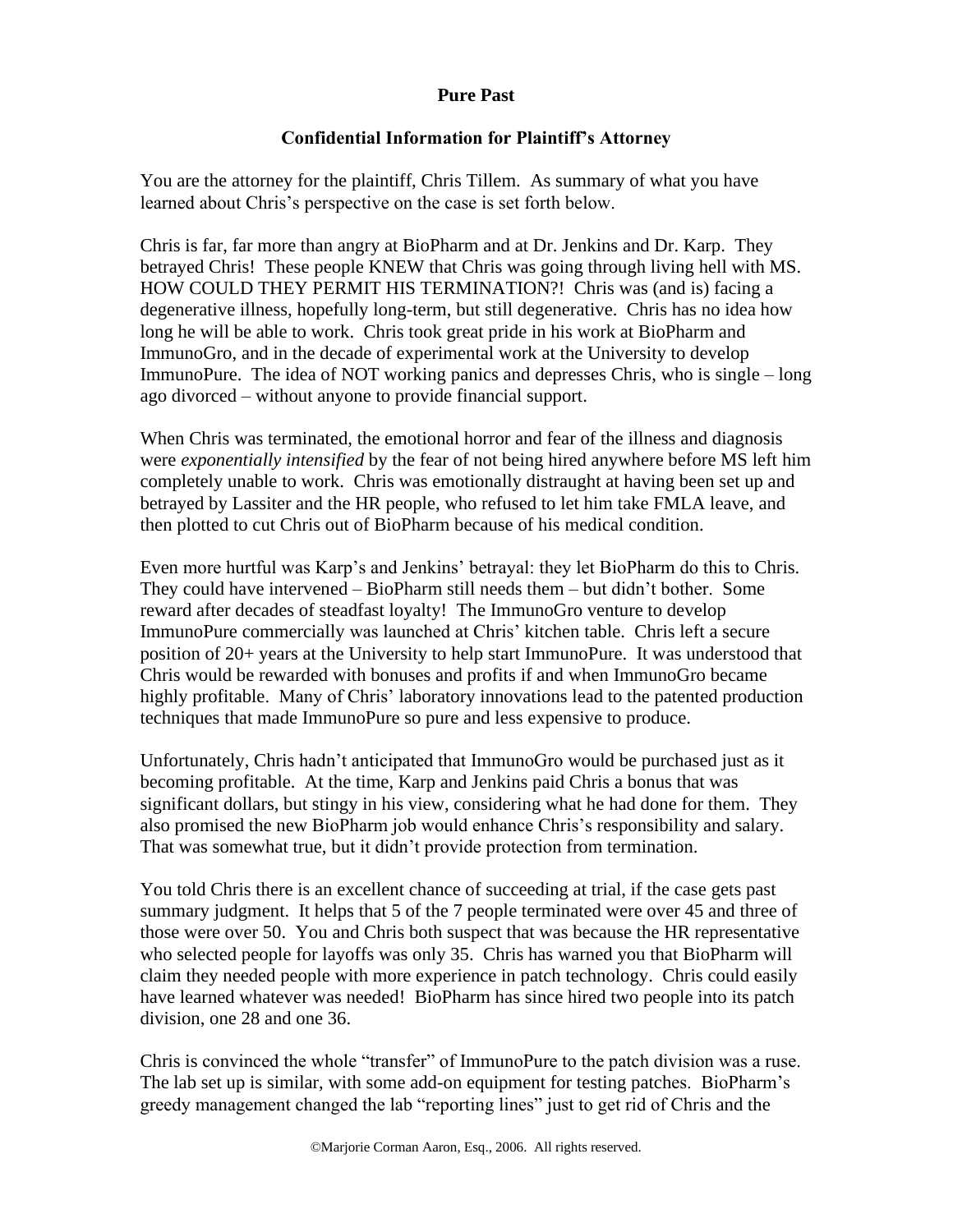**Pure Past**

**Confidential Information for Plaintiff's Attorney**

You are the attorney for the plaintiff, Chris Tillem. As summary of what you have learned about Chris's perspective on the case is set forth below.

Chris is far, far more than angry at BioPharm and at Dr. Jenkins and Dr. Karp. They betrayed Chris! These people KNEW that Chris was going through living hell with MS. HOW COULD THEY PERMIT HIS TERMINATION?! Chris was (and is) facing a degenerative illness, hopefully long-term, but still degenerative. Chris has no idea how long he will be able to work. Chris took great pride in his work at BioPharm and ImmunoGro, and in the decade of experimental work at the University to develop ImmunoPure. The idea of NOT working panics and depresses Chris, who is single – long ago divorced – without anyone to provide financial support.

When Chris was terminated, the emotional horror and fear of the illness and diagnosis were *exponentially intensified* by the fear of not being hired anywhere before MS left him completely unable to work. Chris was emotionally distraught at having been set up and betrayed by Lassiter and the HR people, who refused to let him take FMLA leave, and then plotted to cut Chris out of BioPharm because of his medical condition.

Even more hurtful was Karp's and Jenkins' betrayal: they let BioPharm do this to Chris. They could have intervened – BioPharm still needs them – but didn't bother. Some reward after decades of steadfast loyalty! The ImmunoGro venture to develop ImmunoPure commercially was launched at Chris' kitchen table. Chris left a secure position of 20+ years at the University to help start ImmunoPure. It was understood that Chris would be rewarded with bonuses and profits if and when ImmunoGro became highly profitable. Many of Chris' laboratory innovations lead to the patented production techniques that made ImmunoPure so pure and less expensive to produce.

Unfortunately, Chris hadn't anticipated that ImmunoGro would be purchased just as it becoming profitable. At the time, Karp and Jenkins paid Chris a bonus that was significant dollars, but stingy in his view, considering what he had done for them. They also promised the new BioPharm job would enhance Chris's responsibility and salary. That was somewhat true, but it didn't provide protection from termination.

You told Chris there is an excellent chance of succeeding at trial, if the case gets past summary judgment. It helps that 5 of the 7 people terminated were over 45 and three of those were over 50. You and Chris both suspect that was because the HR representative who selected people for layoffs was only 35. Chris has warned you that BioPharm will claim they needed people with more experience in patch technology. Chris could easily have learned whatever was needed! BioPharm has since hired two people into its patch division, one 28 and one 36.

Chris is convinced the whole "transfer" of ImmunoPure to the patch division was a ruse. The lab set up is similar, with some add-on equipment for testing patches. BioPharm's greedy management changed the lab "reporting lines" just to get rid of Chris and the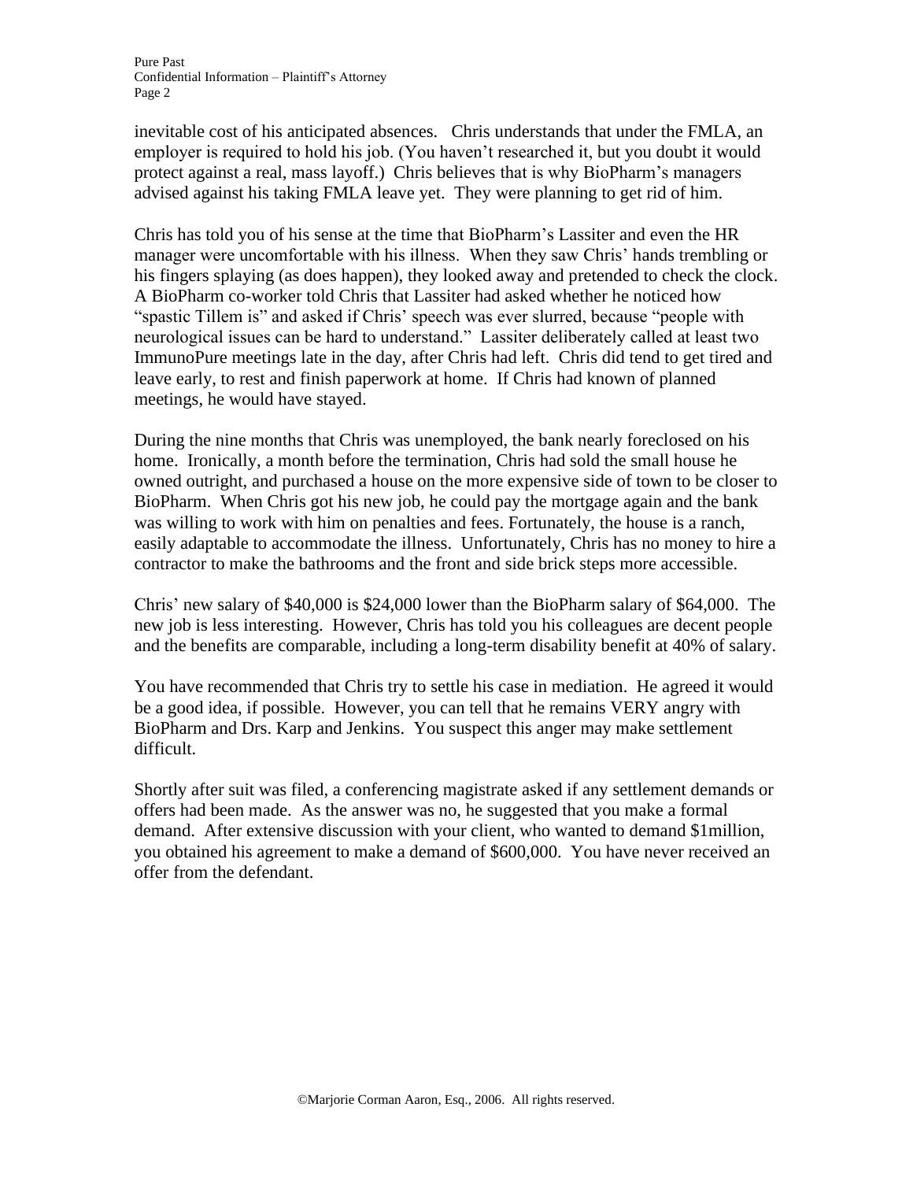inevitable cost of his anticipated absences. Chris understands that under the FMLA, an employer is required to hold his job. (You haven't researched it, but you doubt it would protect against a real, mass layoff.) Chris believes that is why BioPharm's managers advised against his taking FMLA leave yet. They were planning to get rid of him.

Chris has told you of his sense at the time that BioPharm's Lassiter and even the HR manager were uncomfortable with his illness. When they saw Chris' hands trembling or his fingers splaying (as does happen), they looked away and pretended to check the clock. A BioPharm co-worker told Chris that Lassiter had asked whether he noticed how "spastic Tillem is" and asked if Chris' speech was ever slurred, because "people with neurological issues can be hard to understand." Lassiter deliberately called at least two ImmunoPure meetings late in the day, after Chris had left. Chris did tend to get tired and leave early, to rest and finish paperwork at home. If Chris had known of planned meetings, he would have stayed.

During the nine months that Chris was unemployed, the bank nearly foreclosed on his home. Ironically, a month before the termination, Chris had sold the small house he owned outright, and purchased a house on the more expensive side of town to be closer to BioPharm. When Chris got his new job, he could pay the mortgage again and the bank was willing to work with him on penalties and fees. Fortunately, the house is a ranch, easily adaptable to accommodate the illness. Unfortunately, Chris has no money to hire a contractor to make the bathrooms and the front and side brick steps more accessible.

Chris' new salary of $40,000 is $24,000 lower than the BioPharm salary of $64,000. The new job is less interesting. However, Chris has told you his colleagues are decent people and the benefits are comparable, including a long-term disability benefit at 40% of salary.

You have recommended that Chris try to settle his case in mediation. He agreed it would be a good idea, if possible. However, you can tell that he remains VERY angry with BioPharm and Drs. Karp and Jenkins. You suspect this anger may make settlement difficult.

Shortly after suit was filed, a conferencing magistrate asked if any settlement demands or offers had been made. As the answer was no, he suggested that you make a formal demand. After extensive discussion with your client, who wanted to demand $1million, you obtained his agreement to make a demand of $600,000. You have never received an offer from the defendant.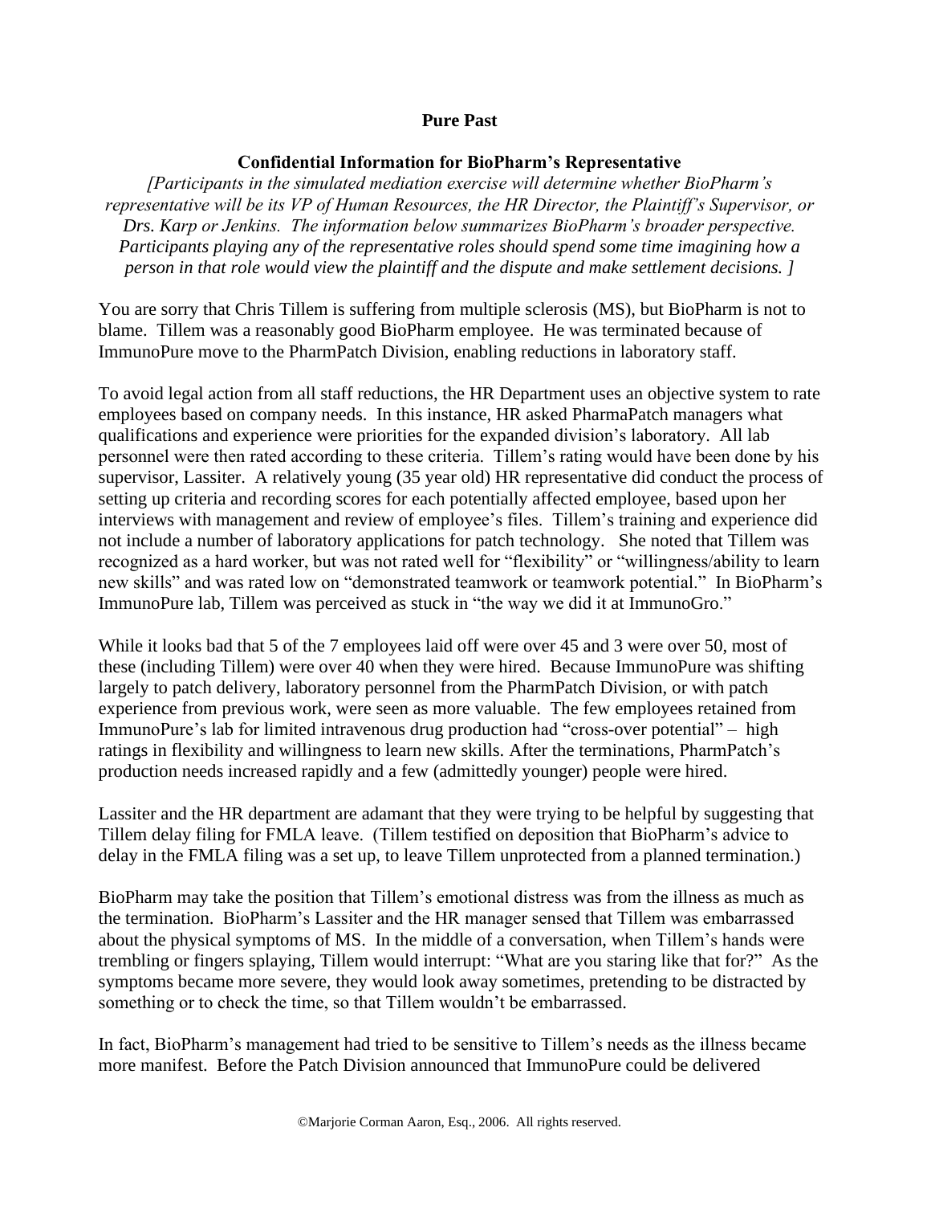**Pure Past**

**Confidential Information for BioPharm's Representative**

*[Participants in the simulated mediation exercise will determine whether BioPharm's representative will be its VP of Human Resources, the HR Director, the Plaintiff's Supervisor, or Drs. Karp or Jenkins. The information below summarizes BioPharm's broader perspective. Participants playing any of the representative roles should spend some time imagining how a person in that role would view the plaintiff and the dispute and make settlement decisions. ]*

You are sorry that Chris Tillem is suffering from multiple sclerosis (MS), but BioPharm is not to blame. Tillem was a reasonably good BioPharm employee. He was terminated because of ImmunoPure move to the PharmPatch Division, enabling reductions in laboratory staff.

To avoid legal action from all staff reductions, the HR Department uses an objective system to rate employees based on company needs. In this instance, HR asked PharmaPatch managers what qualifications and experience were priorities for the expanded division's laboratory. All lab personnel were then rated according to these criteria. Tillem's rating would have been done by his supervisor, Lassiter. A relatively young (35 year old) HR representative did conduct the process of setting up criteria and recording scores for each potentially affected employee, based upon her interviews with management and review of employee's files. Tillem's training and experience did not include a number of laboratory applications for patch technology. She noted that Tillem was recognized as a hard worker, but was not rated well for "flexibility" or "willingness/ability to learn new skills" and was rated low on "demonstrated teamwork or teamwork potential." In BioPharm's ImmunoPure lab, Tillem was perceived as stuck in "the way we did it at ImmunoGro."

While it looks bad that 5 of the 7 employees laid off were over 45 and 3 were over 50, most of these (including Tillem) were over 40 when they were hired. Because ImmunoPure was shifting largely to patch delivery, laboratory personnel from the PharmPatch Division, or with patch experience from previous work, were seen as more valuable. The few employees retained from ImmunoPure's lab for limited intravenous drug production had "cross-over potential" – high ratings in flexibility and willingness to learn new skills. After the terminations, PharmPatch's production needs increased rapidly and a few (admittedly younger) people were hired.

Lassiter and the HR department are adamant that they were trying to be helpful by suggesting that Tillem delay filing for FMLA leave. (Tillem testified on deposition that BioPharm's advice to delay in the FMLA filing was a set up, to leave Tillem unprotected from a planned termination.)

BioPharm may take the position that Tillem's emotional distress was from the illness as much as the termination. BioPharm's Lassiter and the HR manager sensed that Tillem was embarrassed about the physical symptoms of MS. In the middle of a conversation, when Tillem's hands were trembling or fingers splaying, Tillem would interrupt: "What are you staring like that for?" As the symptoms became more severe, they would look away sometimes, pretending to be distracted by something or to check the time, so that Tillem wouldn't be embarrassed.

In fact, BioPharm's management had tried to be sensitive to Tillem's needs as the illness became more manifest. Before the Patch Division announced that ImmunoPure could be delivered

©Marjorie Corman Aaron, Esq., 2006. All rights reserved.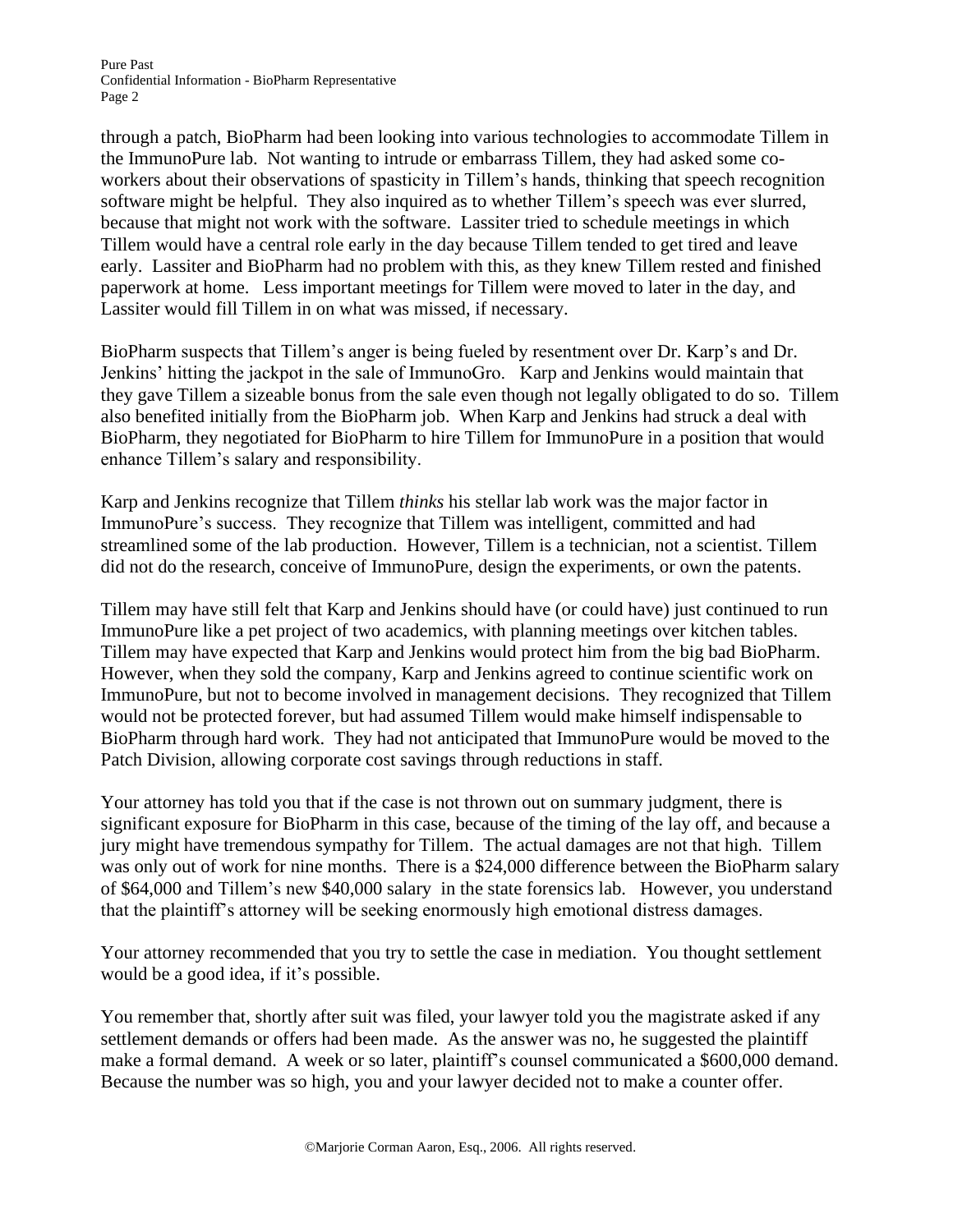through a patch, BioPharm had been looking into various technologies to accommodate Tillem in the ImmunoPure lab. Not wanting to intrude or embarrass Tillem, they had asked some co-workers about their observations of spasticity in Tillem's hands, thinking that speech recognition software might be helpful. They also inquired as to whether Tillem's speech was ever slurred, because that might not work with the software. Lassiter tried to schedule meetings in which Tillem would have a central role early in the day because Tillem tended to get tired and leave early. Lassiter and BioPharm had no problem with this, as they knew Tillem rested and finished paperwork at home. Less important meetings for Tillem were moved to later in the day, and Lassiter would fill Tillem in on what was missed, if necessary.

BioPharm suspects that Tillem's anger is being fueled by resentment over Dr. Karp's and Dr. Jenkins' hitting the jackpot in the sale of ImmunoGro. Karp and Jenkins would maintain that they gave Tillem a sizeable bonus from the sale even though not legally obligated to do so. Tillem also benefited initially from the BioPharm job. When Karp and Jenkins had struck a deal with BioPharm, they negotiated for BioPharm to hire Tillem for ImmunoPure in a position that would enhance Tillem's salary and responsibility.

Karp and Jenkins recognize that Tillem *thinks* his stellar lab work was the major factor in ImmunoPure's success. They recognize that Tillem was intelligent, committed and had streamlined some of the lab production. However, Tillem is a technician, not a scientist. Tillem did not do the research, conceive of ImmunoPure, design the experiments, or own the patents.

Tillem may have still felt that Karp and Jenkins should have (or could have) just continued to run ImmunoPure like a pet project of two academics, with planning meetings over kitchen tables. Tillem may have expected that Karp and Jenkins would protect him from the big bad BioPharm. However, when they sold the company, Karp and Jenkins agreed to continue scientific work on ImmunoPure, but not to become involved in management decisions. They recognized that Tillem would not be protected forever, but had assumed Tillem would make himself indispensable to BioPharm through hard work. They had not anticipated that ImmunoPure would be moved to the Patch Division, allowing corporate cost savings through reductions in staff.

Your attorney has told you that if the case is not thrown out on summary judgment, there is significant exposure for BioPharm in this case, because of the timing of the lay off, and because a jury might have tremendous sympathy for Tillem. The actual damages are not that high. Tillem was only out of work for nine months. There is a $24,000 difference between the BioPharm salary of $64,000 and Tillem's new $40,000 salary in the state forensics lab. However, you understand that the plaintiff's attorney will be seeking enormously high emotional distress damages.

Your attorney recommended that you try to settle the case in mediation. You thought settlement would be a good idea, if it's possible.

You remember that, shortly after suit was filed, your lawyer told you the magistrate asked if any settlement demands or offers had been made. As the answer was no, he suggested the plaintiff make a formal demand. A week or so later, plaintiff's counsel communicated a $600,000 demand. Because the number was so high, you and your lawyer decided not to make a counter offer.

©Marjorie Corman Aaron, Esq., 2006. All rights reserved.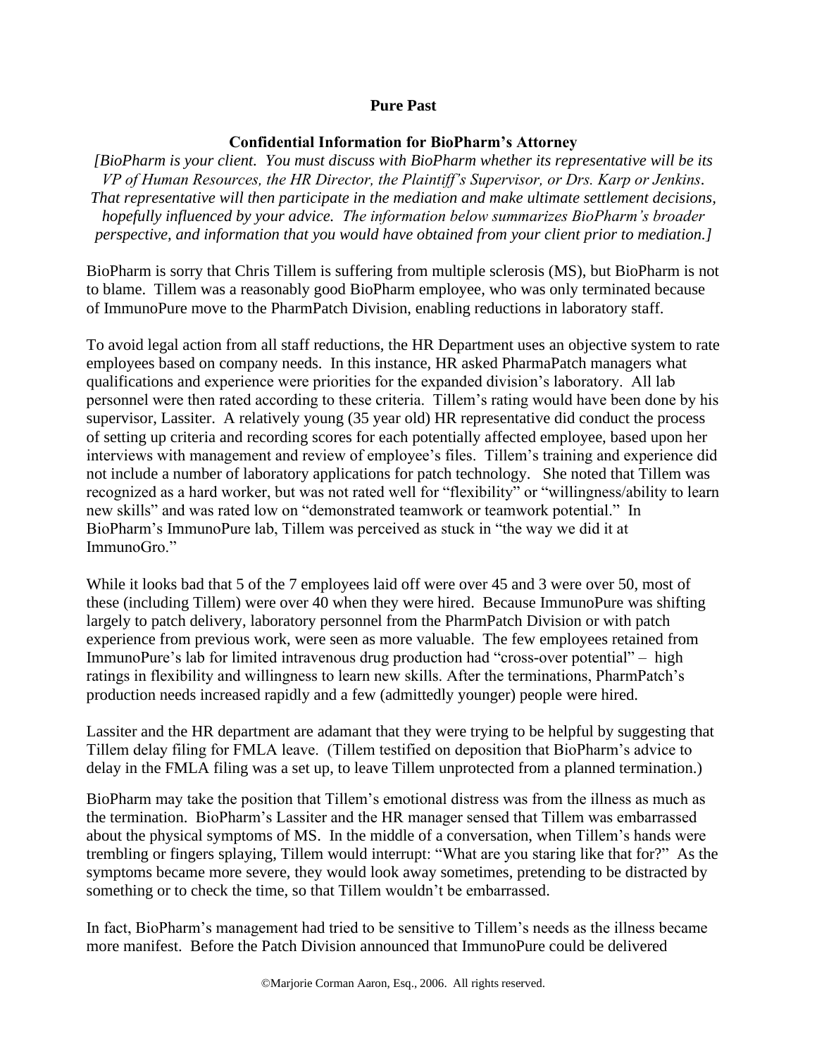**Pure Past**

**Confidential Information for BioPharm's Attorney**

*[BioPharm is your client. You must discuss with BioPharm whether its representative will be its VP of Human Resources, the HR Director, the Plaintiff's Supervisor, or Drs. Karp or Jenkins. That representative will then participate in the mediation and make ultimate settlement decisions, hopefully influenced by your advice. The information below summarizes BioPharm's broader perspective, and information that you would have obtained from your client prior to mediation.]*

BioPharm is sorry that Chris Tillem is suffering from multiple sclerosis (MS), but BioPharm is not to blame. Tillem was a reasonably good BioPharm employee, who was only terminated because of ImmunoPure move to the PharmPatch Division, enabling reductions in laboratory staff.

To avoid legal action from all staff reductions, the HR Department uses an objective system to rate employees based on company needs. In this instance, HR asked PharmaPatch managers what qualifications and experience were priorities for the expanded division's laboratory. All lab personnel were then rated according to these criteria. Tillem's rating would have been done by his supervisor, Lassiter. A relatively young (35 year old) HR representative did conduct the process of setting up criteria and recording scores for each potentially affected employee, based upon her interviews with management and review of employee's files. Tillem's training and experience did not include a number of laboratory applications for patch technology. She noted that Tillem was recognized as a hard worker, but was not rated well for "flexibility" or "willingness/ability to learn new skills" and was rated low on "demonstrated teamwork or teamwork potential." In BioPharm's ImmunoPure lab, Tillem was perceived as stuck in "the way we did it at ImmunoGro."

While it looks bad that 5 of the 7 employees laid off were over 45 and 3 were over 50, most of these (including Tillem) were over 40 when they were hired. Because ImmunoPure was shifting largely to patch delivery, laboratory personnel from the PharmPatch Division or with patch experience from previous work, were seen as more valuable. The few employees retained from ImmunoPure's lab for limited intravenous drug production had "cross-over potential" – high ratings in flexibility and willingness to learn new skills. After the terminations, PharmPatch's production needs increased rapidly and a few (admittedly younger) people were hired.

Lassiter and the HR department are adamant that they were trying to be helpful by suggesting that Tillem delay filing for FMLA leave. (Tillem testified on deposition that BioPharm's advice to delay in the FMLA filing was a set up, to leave Tillem unprotected from a planned termination.)

BioPharm may take the position that Tillem's emotional distress was from the illness as much as the termination. BioPharm's Lassiter and the HR manager sensed that Tillem was embarrassed about the physical symptoms of MS. In the middle of a conversation, when Tillem's hands were trembling or fingers splaying, Tillem would interrupt: "What are you staring like that for?" As the symptoms became more severe, they would look away sometimes, pretending to be distracted by something or to check the time, so that Tillem wouldn't be embarrassed.

In fact, BioPharm's management had tried to be sensitive to Tillem's needs as the illness became more manifest. Before the Patch Division announced that ImmunoPure could be delivered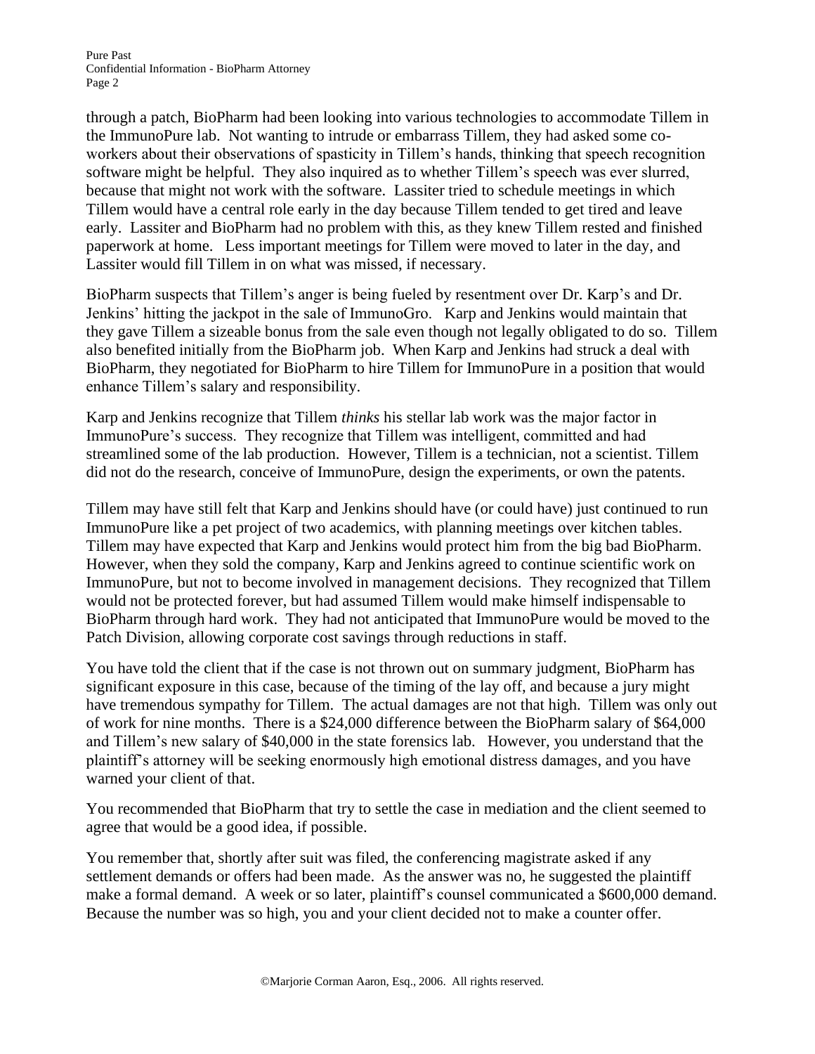through a patch, BioPharm had been looking into various technologies to accommodate Tillem in the ImmunoPure lab. Not wanting to intrude or embarrass Tillem, they had asked some co-workers about their observations of spasticity in Tillem's hands, thinking that speech recognition software might be helpful. They also inquired as to whether Tillem's speech was ever slurred, because that might not work with the software. Lassiter tried to schedule meetings in which Tillem would have a central role early in the day because Tillem tended to get tired and leave early. Lassiter and BioPharm had no problem with this, as they knew Tillem rested and finished paperwork at home. Less important meetings for Tillem were moved to later in the day, and Lassiter would fill Tillem in on what was missed, if necessary.

BioPharm suspects that Tillem's anger is being fueled by resentment over Dr. Karp's and Dr. Jenkins' hitting the jackpot in the sale of ImmunoGro. Karp and Jenkins would maintain that they gave Tillem a sizeable bonus from the sale even though not legally obligated to do so. Tillem also benefited initially from the BioPharm job. When Karp and Jenkins had struck a deal with BioPharm, they negotiated for BioPharm to hire Tillem for ImmunoPure in a position that would enhance Tillem's salary and responsibility.

Karp and Jenkins recognize that Tillem *thinks* his stellar lab work was the major factor in ImmunoPure's success. They recognize that Tillem was intelligent, committed and had streamlined some of the lab production. However, Tillem is a technician, not a scientist. Tillem did not do the research, conceive of ImmunoPure, design the experiments, or own the patents.

Tillem may have still felt that Karp and Jenkins should have (or could have) just continued to run ImmunoPure like a pet project of two academics, with planning meetings over kitchen tables. Tillem may have expected that Karp and Jenkins would protect him from the big bad BioPharm. However, when they sold the company, Karp and Jenkins agreed to continue scientific work on ImmunoPure, but not to become involved in management decisions. They recognized that Tillem would not be protected forever, but had assumed Tillem would make himself indispensable to BioPharm through hard work. They had not anticipated that ImmunoPure would be moved to the Patch Division, allowing corporate cost savings through reductions in staff.

You have told the client that if the case is not thrown out on summary judgment, BioPharm has significant exposure in this case, because of the timing of the lay off, and because a jury might have tremendous sympathy for Tillem. The actual damages are not that high. Tillem was only out of work for nine months. There is a $24,000 difference between the BioPharm salary of $64,000 and Tillem's new salary of $40,000 in the state forensics lab. However, you understand that the plaintiff's attorney will be seeking enormously high emotional distress damages, and you have warned your client of that.

You recommended that BioPharm that try to settle the case in mediation and the client seemed to agree that would be a good idea, if possible.

You remember that, shortly after suit was filed, the conferencing magistrate asked if any settlement demands or offers had been made. As the answer was no, he suggested the plaintiff make a formal demand. A week or so later, plaintiff's counsel communicated a $600,000 demand. Because the number was so high, you and your client decided not to make a counter offer.